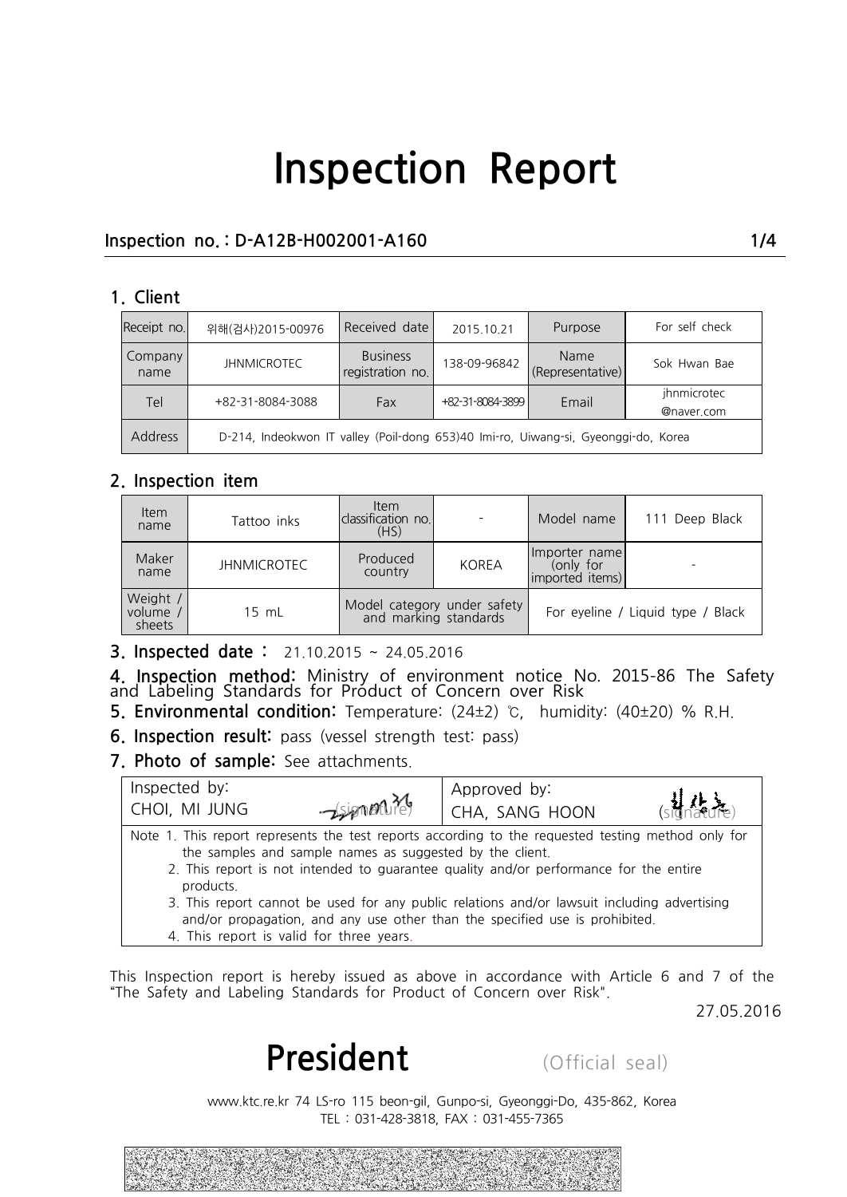# Inspection Report

**Inspection no. : D-A12B-H002001-A160**

## 1. Client

| Receipt no. | 위해(검사)2015-00976 | Received date | 2015.10.21 | Purpose | For self check |
|---|---|---|---|---|---|
| Company name | JHNMICROTEC | Business registration no. | 138-09-96842 | Name (Representative) | Sok Hwan Bae |
| Tel | +82-31-8084-3088 | Fax | +82-31-8084-3899 | Email | jhnmicrotec @naver.com |
| Address | D-214, Indeokwon IT valley (Poil-dong 653)40 Imi-ro, Uiwang-si, Gyeonggi-do, Korea | | | | |

## 2. Inspection item

| Item name | Tattoo inks | Item classification no. (HS) | - | Model name | 111 Deep Black |
|---|---|---|---|---|---|
| Maker name | JHNMICROTEC | Produced country | KOREA | Importer name (only for imported items) | - |
| Weight / volume / sheets | 15 mL | Model category under safety and marking standards | | For eyeline / Liquid type / Black | |

**3. Inspected date :** 21.10.2015 ~ 24.05.2016

**4. Inspection method:** Ministry of environment notice No. 2015-86 The Safety and Labeling Standards for Product of Concern over Risk

**5. Environmental condition:** Temperature: (24±2) ℃, humidity: (40±20) % R.H.

**6. Inspection result:** pass (vessel strength test: pass)

**7. Photo of sample:** See attachments.

| Inspected by: CHOI, MI JUNG (signature) | Approved by: CHA, SANG HOON (signature) |
|---|---|

Note 1. This report represents the test reports according to the requested testing method only for the samples and sample names as suggested by the client.
2. This report is not intended to guarantee quality and/or performance for the entire products.
3. This report cannot be used for any public relations and/or lawsuit including advertising and/or propagation, and any use other than the specified use is prohibited.
4. This report is valid for three years.

This Inspection report is hereby issued as above in accordance with Article 6 and 7 of the "The Safety and Labeling Standards for Product of Concern over Risk".

27.05.2016

**President** (Official seal)

www.ktc.re.kr 74 LS-ro 115 beon-gil, Gunpo-si, Gyeonggi-Do, 435-862, Korea
TEL : 031-428-3818, FAX : 031-455-7365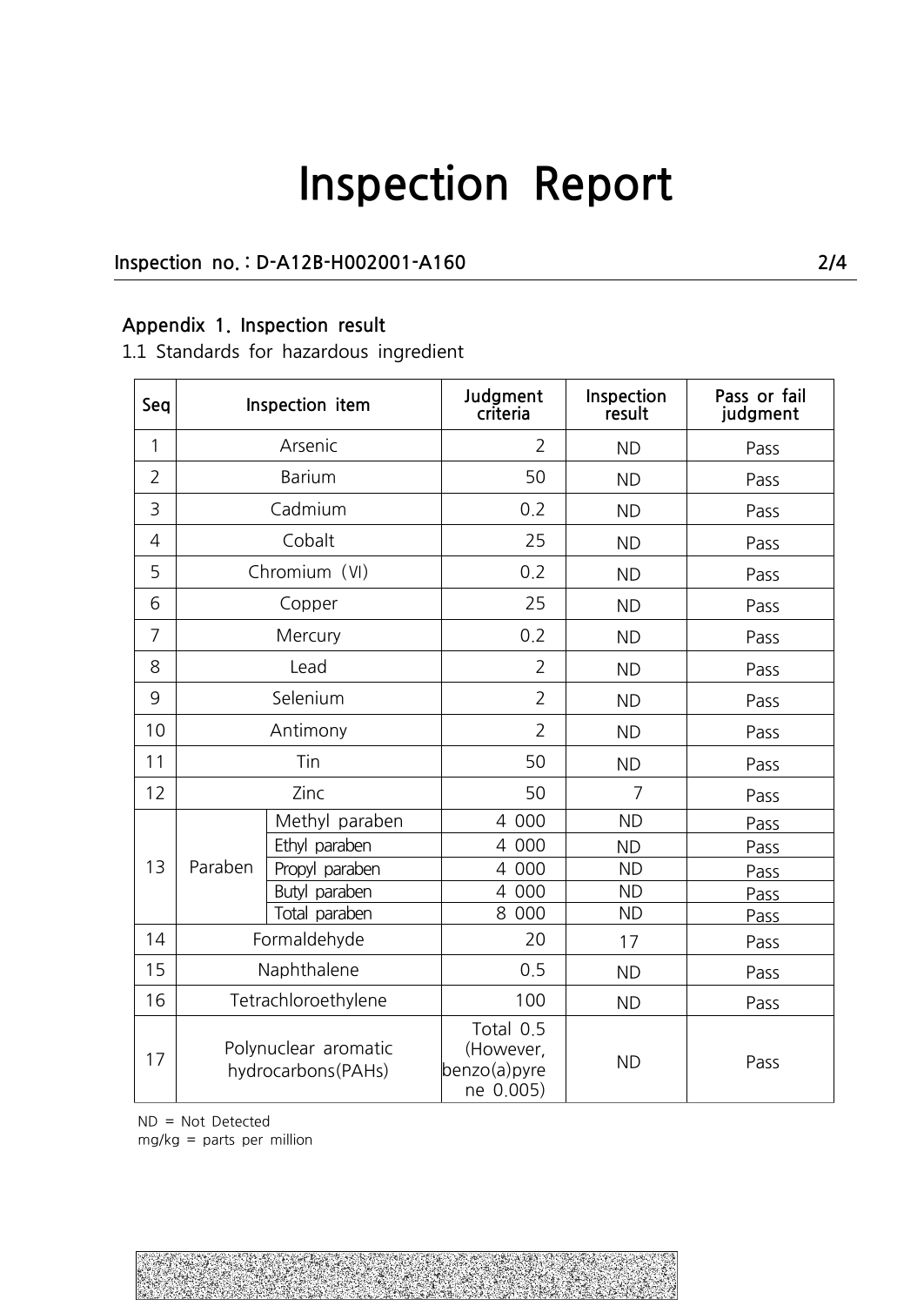# Inspection Report

**Inspection no. : D-A12B-H002001-A160**

**Appendix 1. Inspection result**

1.1 Standards for hazardous ingredient

| Seq | Inspection item | | Judgment criteria | Inspection result | Pass or fail judgment |
|---|---|---|---|---|---|
| 1 | Arsenic | | 2 | ND | Pass |
| 2 | Barium | | 50 | ND | Pass |
| 3 | Cadmium | | 0.2 | ND | Pass |
| 4 | Cobalt | | 25 | ND | Pass |
| 5 | Chromium (VI) | | 0.2 | ND | Pass |
| 6 | Copper | | 25 | ND | Pass |
| 7 | Mercury | | 0.2 | ND | Pass |
| 8 | Lead | | 2 | ND | Pass |
| 9 | Selenium | | 2 | ND | Pass |
| 10 | Antimony | | 2 | ND | Pass |
| 11 | Tin | | 50 | ND | Pass |
| 12 | Zinc | | 50 | 7 | Pass |
| 13 | Paraben | Methyl paraben | 4 000 | ND | Pass |
| | | Ethyl paraben | 4 000 | ND | Pass |
| | | Propyl paraben | 4 000 | ND | Pass |
| | | Butyl paraben | 4 000 | ND | Pass |
| | | Total paraben | 8 000 | ND | Pass |
| 14 | Formaldehyde | | 20 | 17 | Pass |
| 15 | Naphthalene | | 0.5 | ND | Pass |
| 16 | Tetrachloroethylene | | 100 | ND | Pass |
| 17 | Polynuclear aromatic hydrocarbons(PAHs) | | Total 0.5 (However, benzo(a)pyrene 0.005) | ND | Pass |

ND = Not Detected
mg/kg = parts per million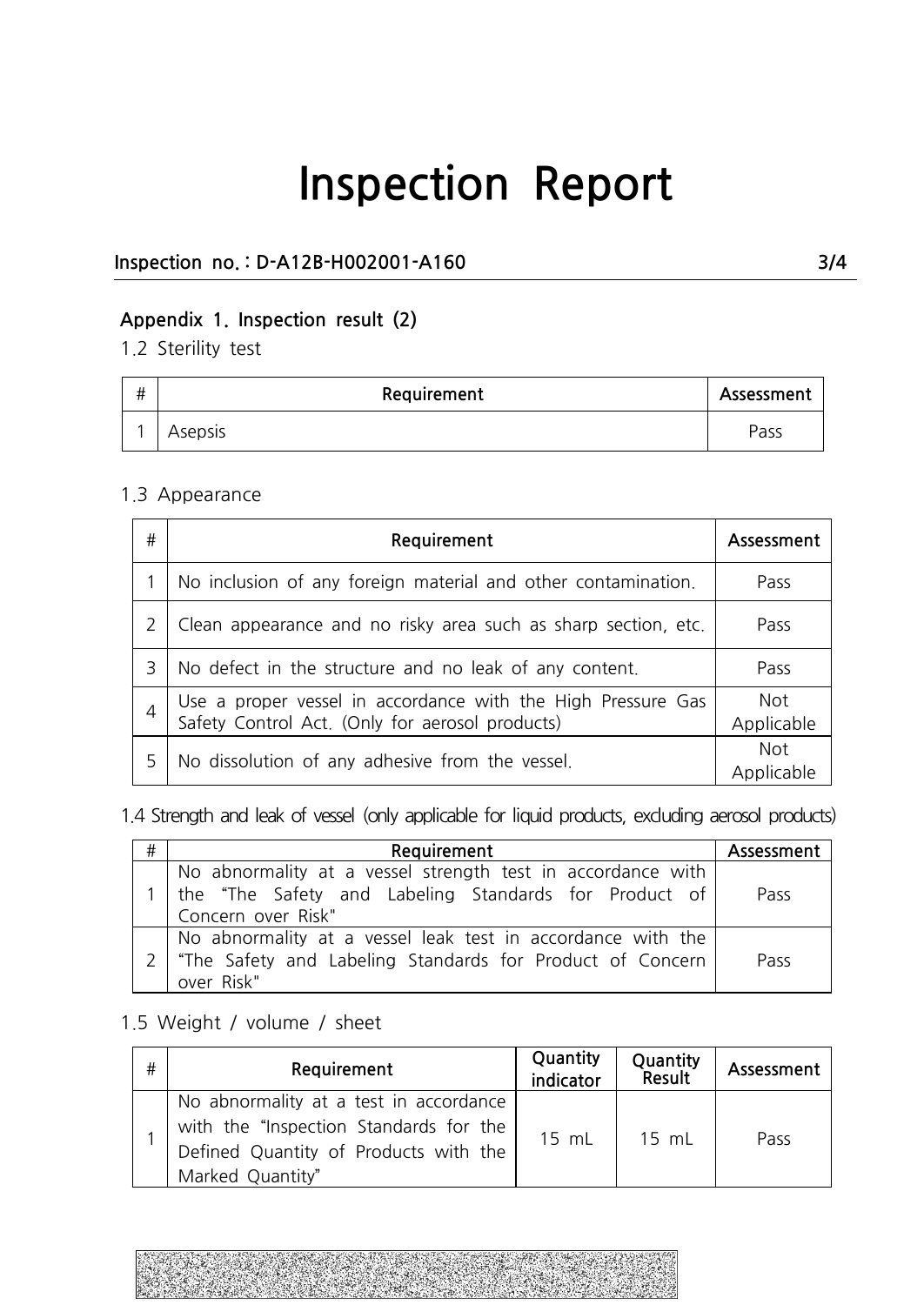# Inspection Report

**Inspection no. : D-A12B-H002001-A160**

## Appendix 1. Inspection result (2)

### 1.2 Sterility test

| # | Requirement | Assessment |
|---|---|---|
| 1 | Asepsis | Pass |

### 1.3 Appearance

| # | Requirement | Assessment |
|---|---|---|
| 1 | No inclusion of any foreign material and other contamination. | Pass |
| 2 | Clean appearance and no risky area such as sharp section, etc. | Pass |
| 3 | No defect in the structure and no leak of any content. | Pass |
| 4 | Use a proper vessel in accordance with the High Pressure Gas Safety Control Act. (Only for aerosol products) | Not Applicable |
| 5 | No dissolution of any adhesive from the vessel. | Not Applicable |

### 1.4 Strength and leak of vessel (only applicable for liquid products, excluding aerosol products)

| # | Requirement | Assessment |
|---|---|---|
| 1 | No abnormality at a vessel strength test in accordance with the "The Safety and Labeling Standards for Product of Concern over Risk" | Pass |
| 2 | No abnormality at a vessel leak test in accordance with the "The Safety and Labeling Standards for Product of Concern over Risk" | Pass |

### 1.5 Weight / volume / sheet

| # | Requirement | Quantity indicator | Quantity Result | Assessment |
|---|---|---|---|---|
| 1 | No abnormality at a test in accordance with the "Inspection Standards for the Defined Quantity of Products with the Marked Quantity" | 15 mL | 15 mL | Pass |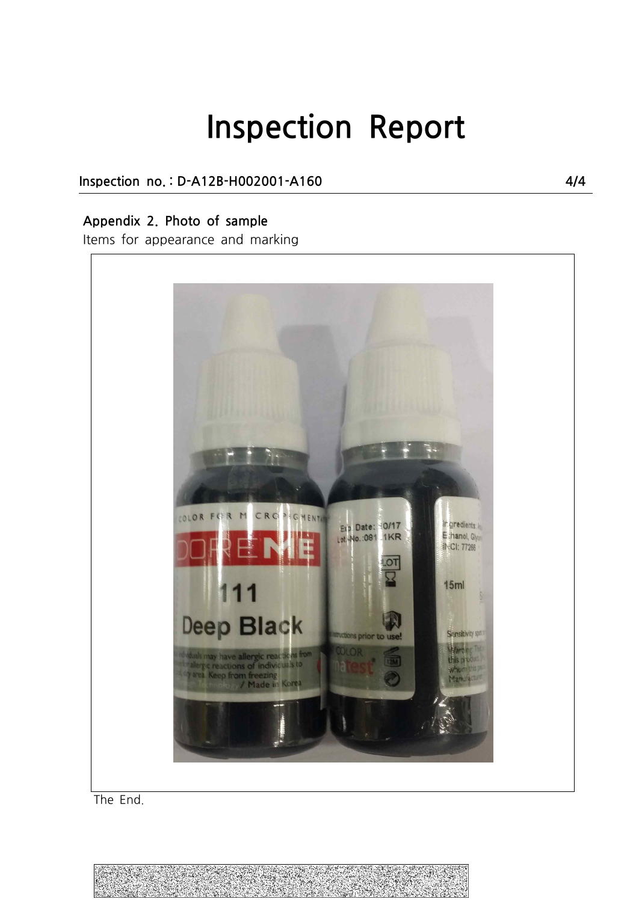# Inspection Report

**Inspection no. : D-A12B-H002001-A160**

**Appendix 2. Photo of sample**

Items for appearance and marking

The End.